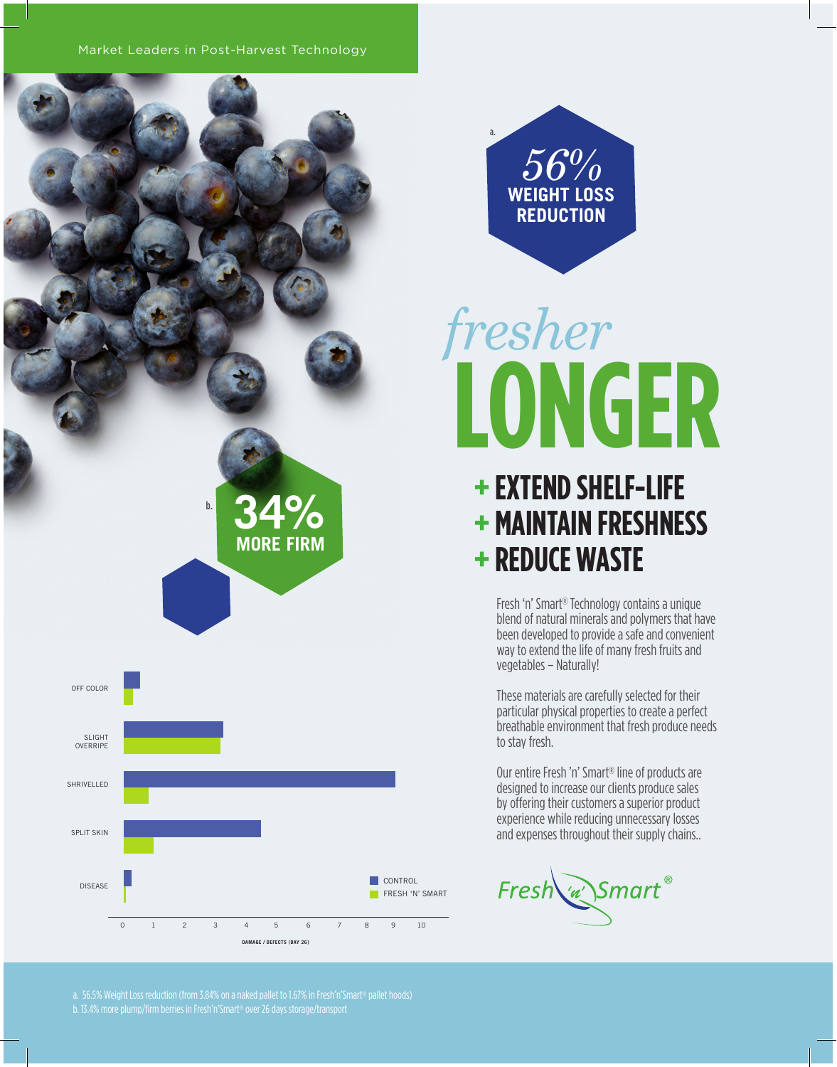Market Leaders in Post-Harvest Technology

a.

*56%*
**WEIGHT LOSS REDUCTION**

b.

**34%**
**MORE FIRM**

# *fresher* LONGER

## + EXTEND SHELF-LIFE
## + MAINTAIN FRESHNESS
## + REDUCE WASTE

Fresh 'n' Smart® Technology contains a unique blend of natural minerals and polymers that have been developed to provide a safe and convenient way to extend the life of many fresh fruits and vegetables – Naturally!

These materials are carefully selected for their particular physical properties to create a perfect breathable environment that fresh produce needs to stay fresh.

Our entire Fresh 'n' Smart® line of products are designed to increase our clients produce sales by offering their customers a superior product experience while reducing unnecessary losses and expenses throughout their supply chains..

OFF COLOR
SLIGHT OVERRIPE
SHRIVELLED
SPLIT SKIN
DISEASE

CONTROL
FRESH 'N' SMART

0 1 2 3 4 5 6 7 8 9 10

DAMAGE / DEFECTS (DAY 26)

Fresh 'n' Smart®

a. 56.5% Weight Loss reduction (from 3.84% on a naked pallet to 1.67% in Fresh'n'Smart® pallet hoods)
b. 13.4% more plump/firm berries in Fresh'n'Smart® over 26 days storage/transport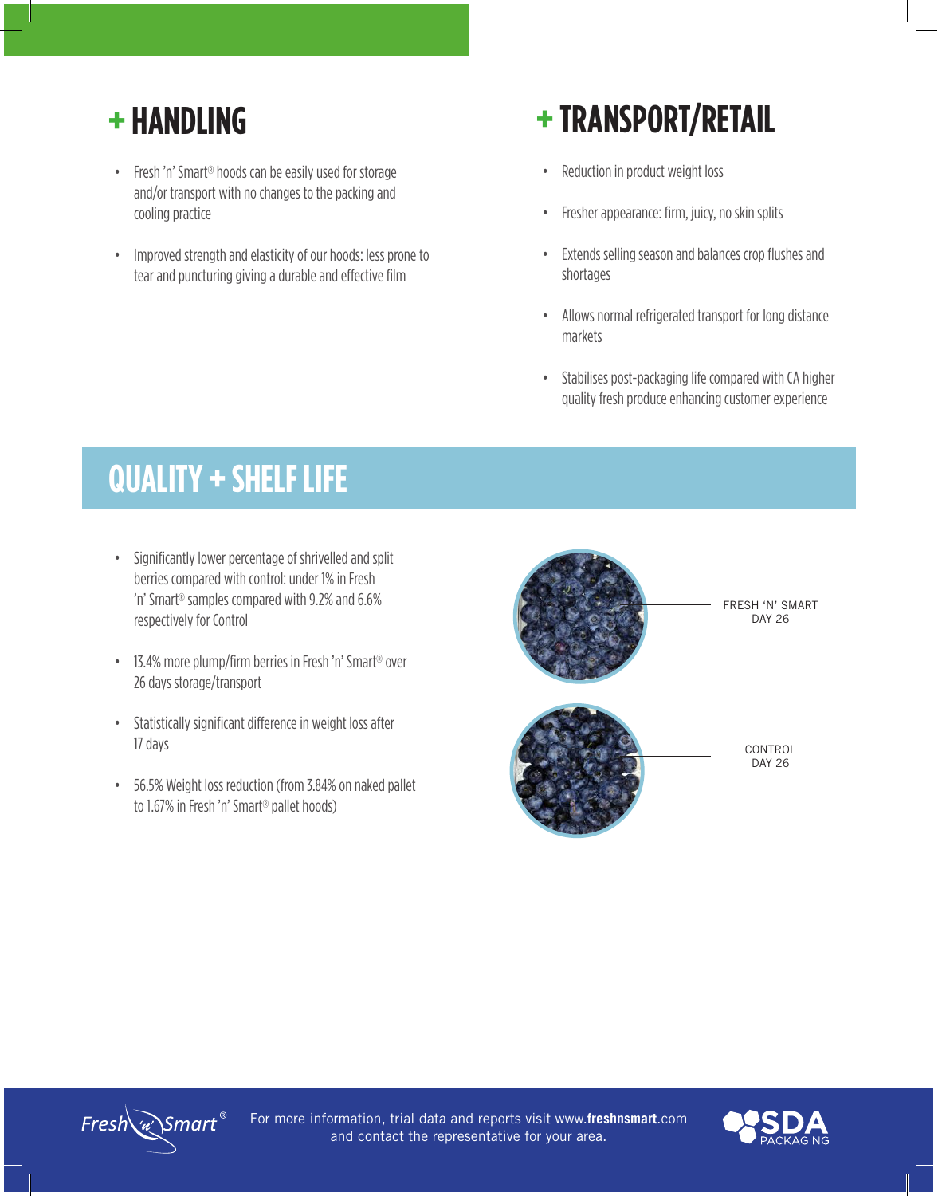## + HANDLING

- Fresh 'n' Smart® hoods can be easily used for storage and/or transport with no changes to the packing and cooling practice
- Improved strength and elasticity of our hoods: less prone to tear and puncturing giving a durable and effective film

## + TRANSPORT/RETAIL

- Reduction in product weight loss
- Fresher appearance: firm, juicy, no skin splits
- Extends selling season and balances crop flushes and shortages
- Allows normal refrigerated transport for long distance markets
- Stabilises post-packaging life compared with CA higher quality fresh produce enhancing customer experience

## QUALITY + SHELF LIFE

- Significantly lower percentage of shrivelled and split berries compared with control: under 1% in Fresh 'n' Smart® samples compared with 9.2% and 6.6% respectively for Control
- 13.4% more plump/firm berries in Fresh 'n' Smart® over 26 days storage/transport
- Statistically significant difference in weight loss after 17 days
- 56.5% Weight loss reduction (from 3.84% on naked pallet to 1.67% in Fresh 'n' Smart® pallet hoods)

FRESH 'N' SMART
DAY 26

CONTROL
DAY 26

Fresh 'n' Smart®

For more information, trial data and reports visit www.**freshnsmart**.com and contact the representative for your area.

SDA PACKAGING